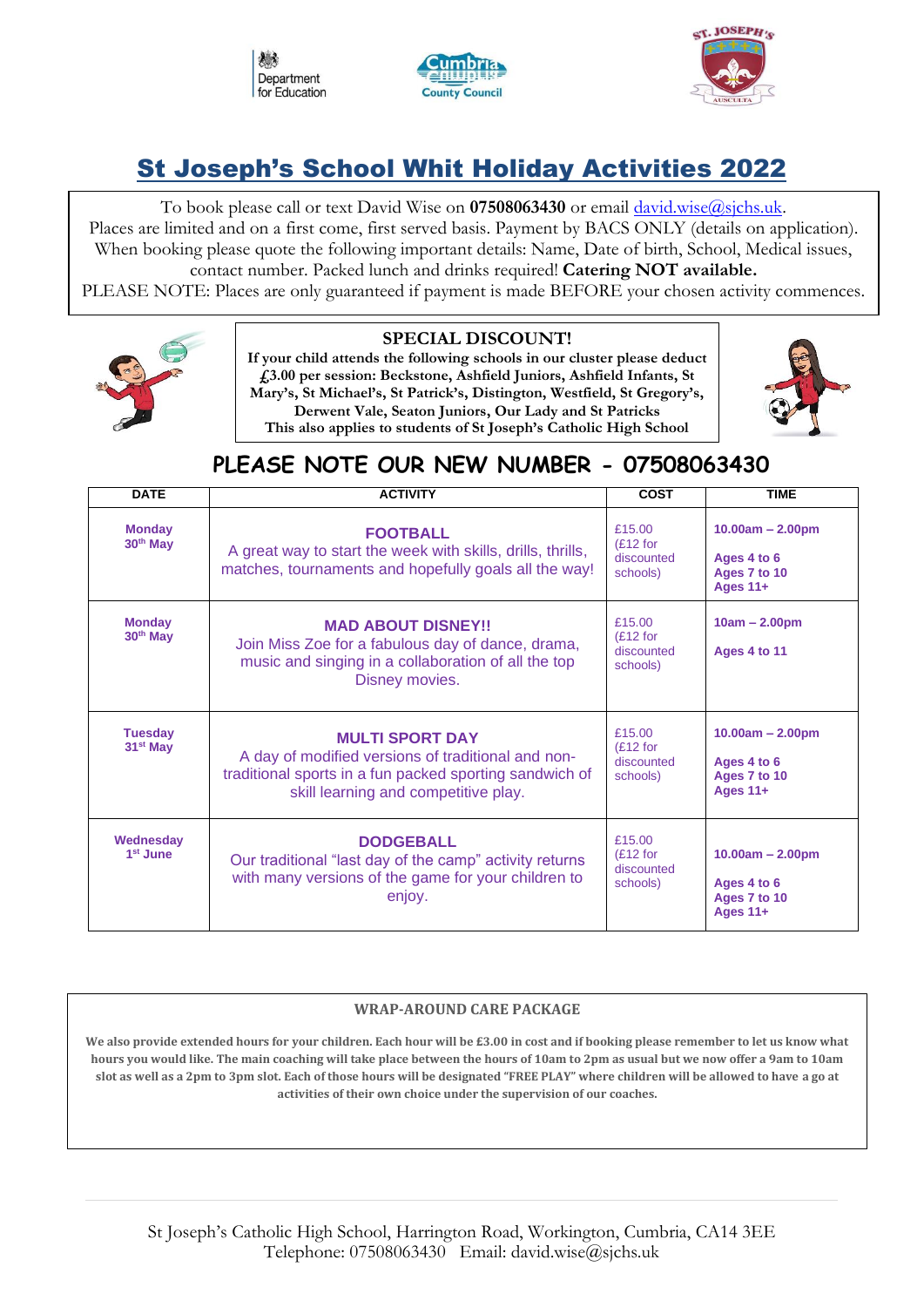Department for Education

Cumbria County Council

ST. JOSEPH'S AUSCULTA

# St Joseph's School Whit Holiday Activities 2022

To book please call or text David Wise on **07508063430** or email david.wise@sjchs.uk.
Places are limited and on a first come, first served basis. Payment by BACS ONLY (details on application). When booking please quote the following important details: Name, Date of birth, School, Medical issues, contact number. Packed lunch and drinks required! **Catering NOT available.**
PLEASE NOTE: Places are only guaranteed if payment is made BEFORE your chosen activity commences.

**SPECIAL DISCOUNT!**

**If your child attends the following schools in our cluster please deduct £3.00 per session: Beckstone, Ashfield Juniors, Ashfield Infants, St Mary's, St Michael's, St Patrick's, Distington, Westfield, St Gregory's, Derwent Vale, Seaton Juniors, Our Lady and St Patricks**
**This also applies to students of St Joseph's Catholic High School**

## PLEASE NOTE OUR NEW NUMBER - 07508063430

| DATE | ACTIVITY | COST | TIME |
|---|---|---|---|
| **Monday 30th May** | **FOOTBALL**<br>A great way to start the week with skills, drills, thrills, matches, tournaments and hopefully goals all the way! | £15.00 (£12 for discounted schools) | **10.00am – 2.00pm**<br>**Ages 4 to 6**<br>**Ages 7 to 10**<br>**Ages 11+** |
| **Monday 30th May** | **MAD ABOUT DISNEY!!**<br>Join Miss Zoe for a fabulous day of dance, drama, music and singing in a collaboration of all the top Disney movies. | £15.00 (£12 for discounted schools) | **10am – 2.00pm**<br>**Ages 4 to 11** |
| **Tuesday 31st May** | **MULTI SPORT DAY**<br>A day of modified versions of traditional and non-traditional sports in a fun packed sporting sandwich of skill learning and competitive play. | £15.00 (£12 for discounted schools) | **10.00am – 2.00pm**<br>**Ages 4 to 6**<br>**Ages 7 to 10**<br>**Ages 11+** |
| **Wednesday 1st June** | **DODGEBALL**<br>Our traditional "last day of the camp" activity returns with many versions of the game for your children to enjoy. | £15.00 (£12 for discounted schools) | **10.00am – 2.00pm**<br>**Ages 4 to 6**<br>**Ages 7 to 10**<br>**Ages 11+** |

**WRAP-AROUND CARE PACKAGE**

**We also provide extended hours for your children. Each hour will be £3.00 in cost and if booking please remember to let us know what hours you would like. The main coaching will take place between the hours of 10am to 2pm as usual but we now offer a 9am to 10am slot as well as a 2pm to 3pm slot. Each of those hours will be designated "FREE PLAY" where children will be allowed to have a go at activities of their own choice under the supervision of our coaches.**

St Joseph's Catholic High School, Harrington Road, Workington, Cumbria, CA14 3EE
Telephone: 07508063430 Email: david.wise@sjchs.uk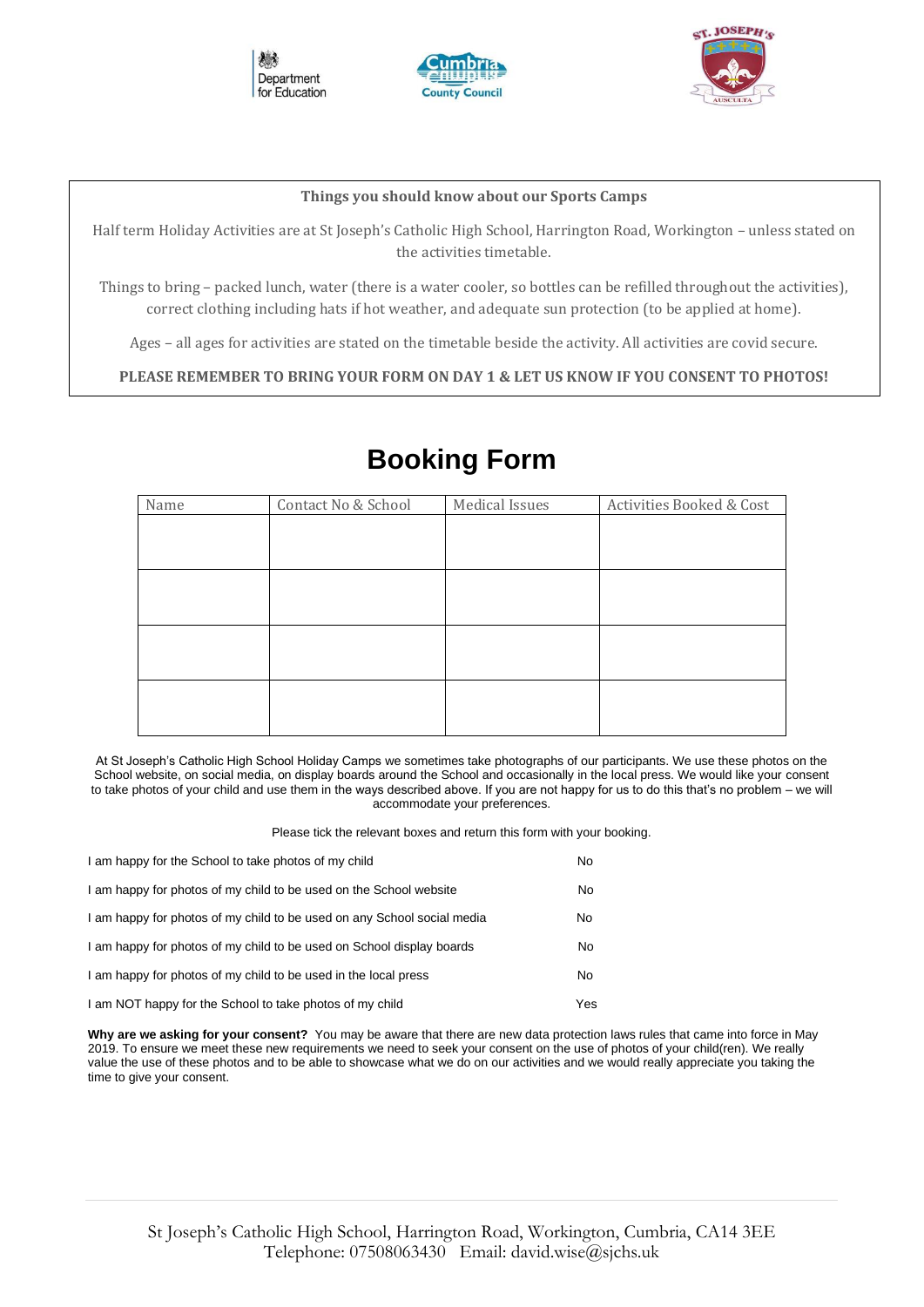**Things you should know about our Sports Camps**

Half term Holiday Activities are at St Joseph's Catholic High School, Harrington Road, Workington – unless stated on the activities timetable.

Things to bring – packed lunch, water (there is a water cooler, so bottles can be refilled throughout the activities), correct clothing including hats if hot weather, and adequate sun protection (to be applied at home).

Ages – all ages for activities are stated on the timetable beside the activity. All activities are covid secure.

**PLEASE REMEMBER TO BRING YOUR FORM ON DAY 1 & LET US KNOW IF YOU CONSENT TO PHOTOS!**

# Booking Form

| Name | Contact No & School | Medical Issues | Activities Booked & Cost |
|---|---|---|---|
| | | | |
| | | | |
| | | | |
| | | | |

At St Joseph's Catholic High School Holiday Camps we sometimes take photographs of our participants. We use these photos on the School website, on social media, on display boards around the School and occasionally in the local press. We would like your consent to take photos of your child and use them in the ways described above. If you are not happy for us to do this that's no problem – we will accommodate your preferences.

Please tick the relevant boxes and return this form with your booking.

| | |
|---|---|
| I am happy for the School to take photos of my child | No |
| I am happy for photos of my child to be used on the School website | No |
| I am happy for photos of my child to be used on any School social media | No |
| I am happy for photos of my child to be used on School display boards | No |
| I am happy for photos of my child to be used in the local press | No |
| I am NOT happy for the School to take photos of my child | Yes |

**Why are we asking for your consent?** You may be aware that there are new data protection laws rules that came into force in May 2019. To ensure we meet these new requirements we need to seek your consent on the use of photos of your child(ren). We really value the use of these photos and to be able to showcase what we do on our activities and we would really appreciate you taking the time to give your consent.

St Joseph's Catholic High School, Harrington Road, Workington, Cumbria, CA14 3EE
Telephone: 07508063430 Email: david.wise@sjchs.uk